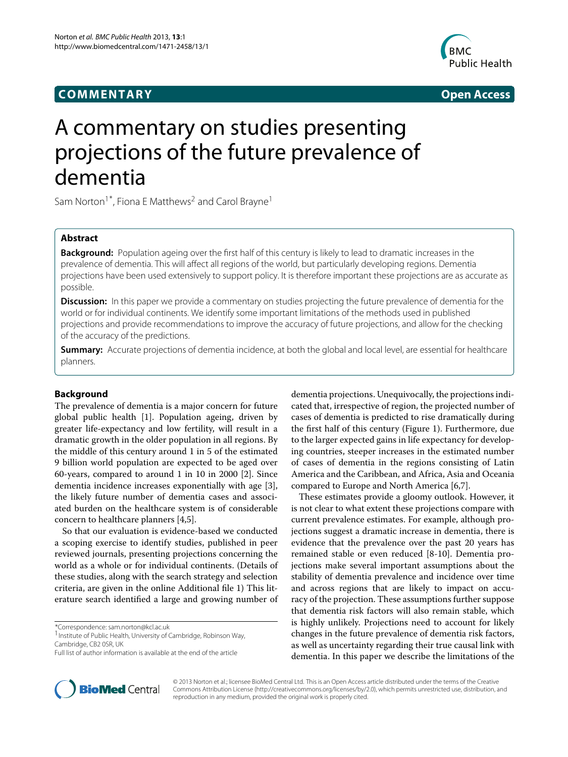**COMMENTARY** **Open Access**

# A commentary on studies presenting projections of the future prevalence of dementia

Sam Norton[1*], Fiona E Matthews[2] and Carol Brayne[1]

## Abstract

**Background:** Population ageing over the first half of this century is likely to lead to dramatic increases in the prevalence of dementia. This will affect all regions of the world, but particularly developing regions. Dementia projections have been used extensively to support policy. It is therefore important these projections are as accurate as possible.

**Discussion:** In this paper we provide a commentary on studies projecting the future prevalence of dementia for the world or for individual continents. We identify some important limitations of the methods used in published projections and provide recommendations to improve the accuracy of future projections, and allow for the checking of the accuracy of the predictions.

**Summary:** Accurate projections of dementia incidence, at both the global and local level, are essential for healthcare planners.

## Background

The prevalence of dementia is a major concern for future global public health [1]. Population ageing, driven by greater life-expectancy and low fertility, will result in a dramatic growth in the older population in all regions. By the middle of this century around 1 in 5 of the estimated 9 billion world population are expected to be aged over 60-years, compared to around 1 in 10 in 2000 [2]. Since dementia incidence increases exponentially with age [3], the likely future number of dementia cases and associated burden on the healthcare system is of considerable concern to healthcare planners [4,5].

So that our evaluation is evidence-based we conducted a scoping exercise to identify studies, published in peer reviewed journals, presenting projections concerning the world as a whole or for individual continents. (Details of these studies, along with the search strategy and selection criteria, are given in the online Additional file 1) This literature search identified a large and growing number of dementia projections. Unequivocally, the projections indicated that, irrespective of region, the projected number of cases of dementia is predicted to rise dramatically during the first half of this century (Figure 1). Furthermore, due to the larger expected gains in life expectancy for developing countries, steeper increases in the estimated number of cases of dementia in the regions consisting of Latin America and the Caribbean, and Africa, Asia and Oceania compared to Europe and North America [6,7].

These estimates provide a gloomy outlook. However, it is not clear to what extent these projections compare with current prevalence estimates. For example, although projections suggest a dramatic increase in dementia, there is evidence that the prevalence over the past 20 years has remained stable or even reduced [8-10]. Dementia projections make several important assumptions about the stability of dementia prevalence and incidence over time and across regions that are likely to impact on accuracy of the projection. These assumptions further suppose that dementia risk factors will also remain stable, which is highly unlikely. Projections need to account for likely changes in the future prevalence of dementia risk factors, as well as uncertainty regarding their true causal link with dementia. In this paper we describe the limitations of the

*Correspondence: sam.norton@kcl.ac.uk
[1] Institute of Public Health, University of Cambridge, Robinson Way, Cambridge, CB2 0SR, UK
Full list of author information is available at the end of the article

© 2013 Norton et al.; licensee BioMed Central Ltd. This is an Open Access article distributed under the terms of the Creative Commons Attribution License (http://creativecommons.org/licenses/by/2.0), which permits unrestricted use, distribution, and reproduction in any medium, provided the original work is properly cited.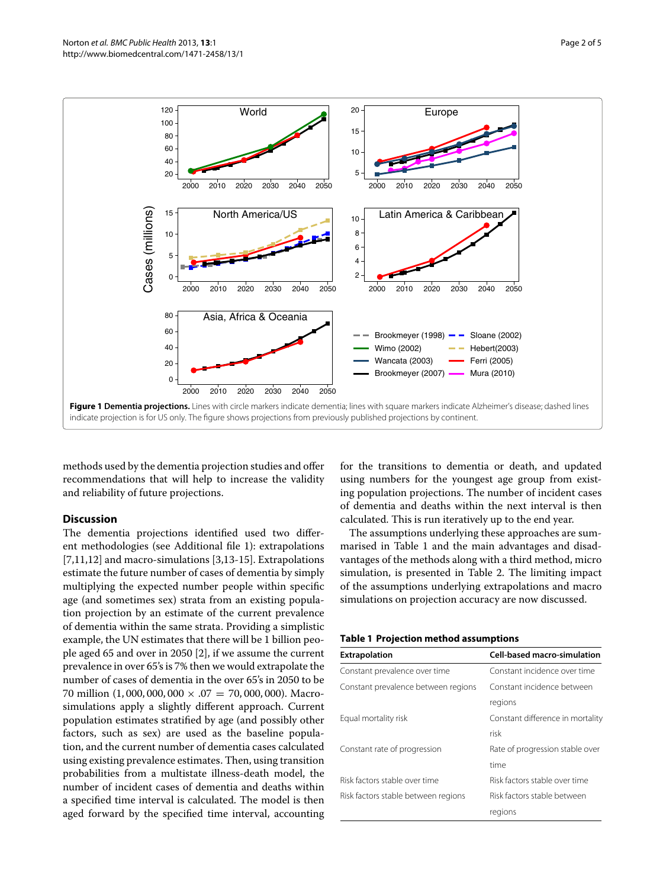**Figure 1 Dementia projections.** Lines with circle markers indicate dementia; lines with square markers indicate Alzheimer's disease; dashed lines indicate projection is for US only. The figure shows projections from previously published projections by continent.

methods used by the dementia projection studies and offer recommendations that will help to increase the validity and reliability of future projections.

## Discussion

The dementia projections identified used two different methodologies (see Additional file 1): extrapolations [7,11,12] and macro-simulations [3,13-15]. Extrapolations estimate the future number of cases of dementia by simply multiplying the expected number people within specific age (and sometimes sex) strata from an existing population projection by an estimate of the current prevalence of dementia within the same strata. Providing a simplistic example, the UN estimates that there will be 1 billion people aged 65 and over in 2050 [2], if we assume the current prevalence in over 65's is 7% then we would extrapolate the number of cases of dementia in the over 65's in 2050 to be 70 million ($1,000,000,000 \times .07 = 70,000,000$). Macro-simulations apply a slightly different approach. Current population estimates stratified by age (and possibly other factors, such as sex) are used as the baseline population, and the current number of dementia cases calculated using existing prevalence estimates. Then, using transition probabilities from a multistate illness-death model, the number of incident cases of dementia and deaths within a specified time interval is calculated. The model is then aged forward by the specified time interval, accounting for the transitions to dementia or death, and updated using numbers for the youngest age group from existing population projections. The number of incident cases of dementia and deaths within the next interval is then calculated. This is run iteratively up to the end year.

The assumptions underlying these approaches are summarised in Table 1 and the main advantages and disadvantages of the methods along with a third method, micro simulation, is presented in Table 2. The limiting impact of the assumptions underlying extrapolations and macro simulations on projection accuracy are now discussed.

**Table 1 Projection method assumptions**

| Extrapolation | Cell-based macro-simulation |
|---|---|
| Constant prevalence over time | Constant incidence over time |
| Constant prevalence between regions | Constant incidence between regions |
| Equal mortality risk | Constant difference in mortality risk |
| Constant rate of progression | Rate of progression stable over time |
| Risk factors stable over time | Risk factors stable over time |
| Risk factors stable between regions | Risk factors stable between regions |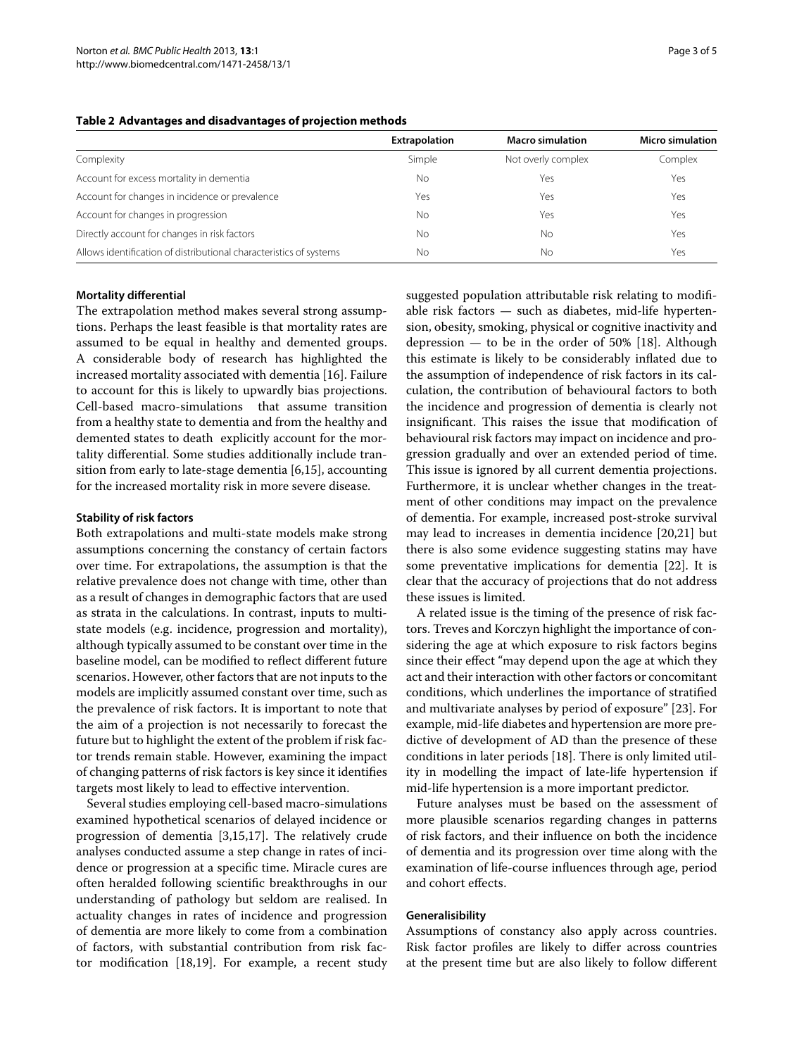**Table 2 Advantages and disadvantages of projection methods**

| | Extrapolation | Macro simulation | Micro simulation |
|---|---|---|---|
| Complexity | Simple | Not overly complex | Complex |
| Account for excess mortality in dementia | No | Yes | Yes |
| Account for changes in incidence or prevalence | Yes | Yes | Yes |
| Account for changes in progression | No | Yes | Yes |
| Directly account for changes in risk factors | No | No | Yes |
| Allows identification of distributional characteristics of systems | No | No | Yes |

#### Mortality differential

The extrapolation method makes several strong assumptions. Perhaps the least feasible is that mortality rates are assumed to be equal in healthy and demented groups. A considerable body of research has highlighted the increased mortality associated with dementia [16]. Failure to account for this is likely to upwardly bias projections. Cell-based macro-simulations that assume transition from a healthy state to dementia and from the healthy and demented states to death explicitly account for the mortality differential. Some studies additionally include transition from early to late-stage dementia [6,15], accounting for the increased mortality risk in more severe disease.

#### Stability of risk factors

Both extrapolations and multi-state models make strong assumptions concerning the constancy of certain factors over time. For extrapolations, the assumption is that the relative prevalence does not change with time, other than as a result of changes in demographic factors that are used as strata in the calculations. In contrast, inputs to multi-state models (e.g. incidence, progression and mortality), although typically assumed to be constant over time in the baseline model, can be modified to reflect different future scenarios. However, other factors that are not inputs to the models are implicitly assumed constant over time, such as the prevalence of risk factors. It is important to note that the aim of a projection is not necessarily to forecast the future but to highlight the extent of the problem if risk factor trends remain stable. However, examining the impact of changing patterns of risk factors is key since it identifies targets most likely to lead to effective intervention.

Several studies employing cell-based macro-simulations examined hypothetical scenarios of delayed incidence or progression of dementia [3,15,17]. The relatively crude analyses conducted assume a step change in rates of incidence or progression at a specific time. Miracle cures are often heralded following scientific breakthroughs in our understanding of pathology but seldom are realised. In actuality changes in rates of incidence and progression of dementia are more likely to come from a combination of factors, with substantial contribution from risk factor modification [18,19]. For example, a recent study suggested population attributable risk relating to modifiable risk factors — such as diabetes, mid-life hypertension, obesity, smoking, physical or cognitive inactivity and depression — to be in the order of 50% [18]. Although this estimate is likely to be considerably inflated due to the assumption of independence of risk factors in its calculation, the contribution of behavioural factors to both the incidence and progression of dementia is clearly not insignificant. This raises the issue that modification of behavioural risk factors may impact on incidence and progression gradually and over an extended period of time. This issue is ignored by all current dementia projections. Furthermore, it is unclear whether changes in the treatment of other conditions may impact on the prevalence of dementia. For example, increased post-stroke survival may lead to increases in dementia incidence [20,21] but there is also some evidence suggesting statins may have some preventative implications for dementia [22]. It is clear that the accuracy of projections that do not address these issues is limited.

A related issue is the timing of the presence of risk factors. Treves and Korczyn highlight the importance of considering the age at which exposure to risk factors begins since their effect "may depend upon the age at which they act and their interaction with other factors or concomitant conditions, which underlines the importance of stratified and multivariate analyses by period of exposure" [23]. For example, mid-life diabetes and hypertension are more predictive of development of AD than the presence of these conditions in later periods [18]. There is only limited utility in modelling the impact of late-life hypertension if mid-life hypertension is a more important predictor.

Future analyses must be based on the assessment of more plausible scenarios regarding changes in patterns of risk factors, and their influence on both the incidence of dementia and its progression over time along with the examination of life-course influences through age, period and cohort effects.

#### Generalisibility

Assumptions of constancy also apply across countries. Risk factor profiles are likely to differ across countries at the present time but are also likely to follow different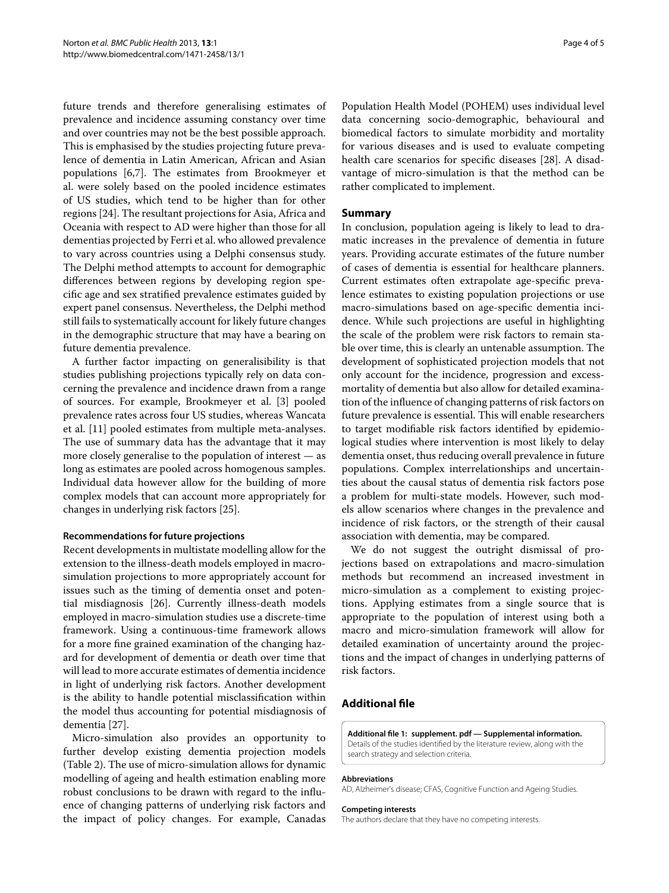future trends and therefore generalising estimates of prevalence and incidence assuming constancy over time and over countries may not be the best possible approach. This is emphasised by the studies projecting future prevalence of dementia in Latin American, African and Asian populations [6,7]. The estimates from Brookmeyer et al. were solely based on the pooled incidence estimates of US studies, which tend to be higher than for other regions [24]. The resultant projections for Asia, Africa and Oceania with respect to AD were higher than those for all dementias projected by Ferri et al. who allowed prevalence to vary across countries using a Delphi consensus study. The Delphi method attempts to account for demographic differences between regions by developing region specific age and sex stratified prevalence estimates guided by expert panel consensus. Nevertheless, the Delphi method still fails to systematically account for likely future changes in the demographic structure that may have a bearing on future dementia prevalence.

A further factor impacting on generalisibility is that studies publishing projections typically rely on data concerning the prevalence and incidence drawn from a range of sources. For example, Brookmeyer et al. [3] pooled prevalence rates across four US studies, whereas Wancata et al. [11] pooled estimates from multiple meta-analyses. The use of summary data has the advantage that it may more closely generalise to the population of interest — as long as estimates are pooled across homogenous samples. Individual data however allow for the building of more complex models that can account more appropriately for changes in underlying risk factors [25].

#### Recommendations for future projections

Recent developments in multistate modelling allow for the extension to the illness-death models employed in macro-simulation projections to more appropriately account for issues such as the timing of dementia onset and potential misdiagnosis [26]. Currently illness-death models employed in macro-simulation studies use a discrete-time framework. Using a continuous-time framework allows for a more fine grained examination of the changing hazard for development of dementia or death over time that will lead to more accurate estimates of dementia incidence in light of underlying risk factors. Another development is the ability to handle potential misclassification within the model thus accounting for potential misdiagnosis of dementia [27].

Micro-simulation also provides an opportunity to further develop existing dementia projection models (Table 2). The use of micro-simulation allows for dynamic modelling of ageing and health estimation enabling more robust conclusions to be drawn with regard to the influence of changing patterns of underlying risk factors and the impact of policy changes. For example, Canadas Population Health Model (POHEM) uses individual level data concerning socio-demographic, behavioural and biomedical factors to simulate morbidity and mortality for various diseases and is used to evaluate competing health care scenarios for specific diseases [28]. A disadvantage of micro-simulation is that the method can be rather complicated to implement.

## Summary

In conclusion, population ageing is likely to lead to dramatic increases in the prevalence of dementia in future years. Providing accurate estimates of the future number of cases of dementia is essential for healthcare planners. Current estimates often extrapolate age-specific prevalence estimates to existing population projections or use macro-simulations based on age-specific dementia incidence. While such projections are useful in highlighting the scale of the problem were risk factors to remain stable over time, this is clearly an untenable assumption. The development of sophisticated projection models that not only account for the incidence, progression and excess-mortality of dementia but also allow for detailed examination of the influence of changing patterns of risk factors on future prevalence is essential. This will enable researchers to target modifiable risk factors identified by epidemiological studies where intervention is most likely to delay dementia onset, thus reducing overall prevalence in future populations. Complex interrelationships and uncertainties about the causal status of dementia risk factors pose a problem for multi-state models. However, such models allow scenarios where changes in the prevalence and incidence of risk factors, or the strength of their causal association with dementia, may be compared.

We do not suggest the outright dismissal of projections based on extrapolations and macro-simulation methods but recommend an increased investment in micro-simulation as a complement to existing projections. Applying estimates from a single source that is appropriate to the population of interest using both a macro and micro-simulation framework will allow for detailed examination of uncertainty around the projections and the impact of changes in underlying patterns of risk factors.

## Additional file

**Additional file 1: supplement. pdf — Supplemental information.** Details of the studies identified by the literature review, along with the search strategy and selection criteria.

#### Abbreviations

AD, Alzheimer's disease; CFAS, Cognitive Function and Ageing Studies.

#### Competing interests

The authors declare that they have no competing interests.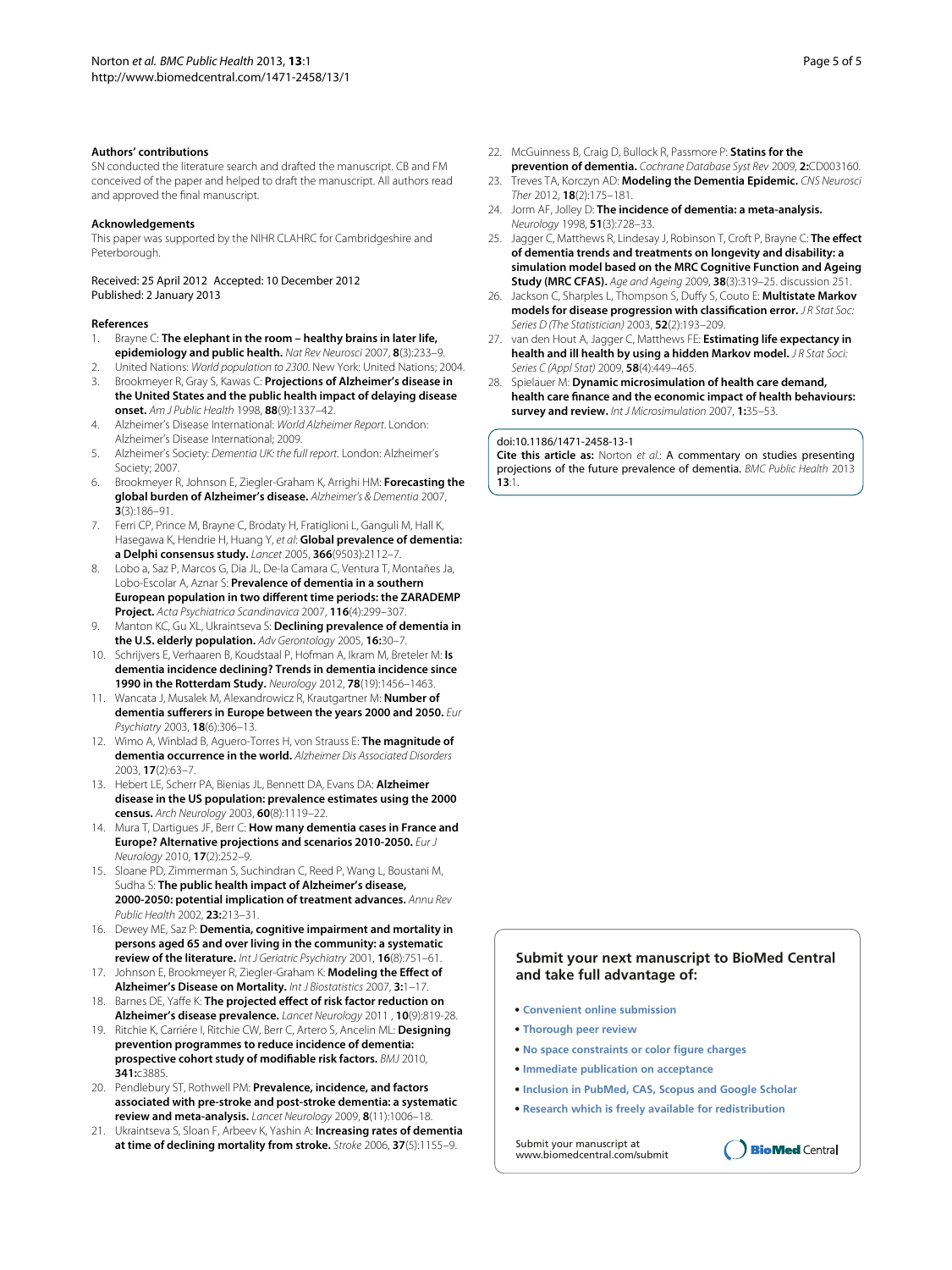### Authors' contributions

SN conducted the literature search and drafted the manuscript. CB and FM conceived of the paper and helped to draft the manuscript. All authors read and approved the final manuscript.

### Acknowledgements

This paper was supported by the NIHR CLAHRC for Cambridgeshire and Peterborough.

Received: 25 April 2012 Accepted: 10 December 2012
Published: 2 January 2013

### References

1. Brayne C: **The elephant in the room – healthy brains in later life, epidemiology and public health.** *Nat Rev Neurosci* 2007, **8**(3):233–9.
2. United Nations: *World population to 2300*. New York: United Nations; 2004.
3. Brookmeyer R, Gray S, Kawas C: **Projections of Alzheimer's disease in the United States and the public health impact of delaying disease onset.** *Am J Public Health* 1998, **88**(9):1337–42.
4. Alzheimer's Disease International: *World Alzheimer Report*. London: Alzheimer's Disease International; 2009.
5. Alzheimer's Society: *Dementia UK: the full report*. London: Alzheimer's Society; 2007.
6. Brookmeyer R, Johnson E, Ziegler-Graham K, Arrighi HM: **Forecasting the global burden of Alzheimer's disease.** *Alzheimer's & Dementia* 2007, **3**(3):186–91.
7. Ferri CP, Prince M, Brayne C, Brodaty H, Fratiglioni L, Ganguli M, Hall K, Hasegawa K, Hendrie H, Huang Y, *et al*: **Global prevalence of dementia: a Delphi consensus study.** *Lancet* 2005, **366**(9503):2112–7.
8. Lobo a, Saz P, Marcos G, Dia JL, De-la Camara C, Ventura T, Montañes Ja, Lobo-Escolar A, Aznar S: **Prevalence of dementia in a southern European population in two different time periods: the ZARADEMP Project.** *Acta Psychiatrica Scandinavica* 2007, **116**(4):299–307.
9. Manton KC, Gu XL, Ukraintseva S: **Declining prevalence of dementia in the U.S. elderly population.** *Adv Gerontology* 2005, **16:**30–7.
10. Schrijvers E, Verhaaren B, Koudstaal P, Hofman A, Ikram M, Breteler M: **Is dementia incidence declining? Trends in dementia incidence since 1990 in the Rotterdam Study.** *Neurology* 2012, **78**(19):1456–1463.
11. Wancata J, Musalek M, Alexandrowicz R, Krautgartner M: **Number of dementia sufferers in Europe between the years 2000 and 2050.** *Eur Psychiatry* 2003, **18**(6):306–13.
12. Wimo A, Winblad B, Aguero-Torres H, von Strauss E: **The magnitude of dementia occurrence in the world.** *Alzheimer Dis Associated Disorders* 2003, **17**(2):63–7.
13. Hebert LE, Scherr PA, Bienias JL, Bennett DA, Evans DA: **Alzheimer disease in the US population: prevalence estimates using the 2000 census.** *Arch Neurology* 2003, **60**(8):1119–22.
14. Mura T, Dartigues JF, Berr C: **How many dementia cases in France and Europe? Alternative projections and scenarios 2010-2050.** *Eur J Neurology* 2010, **17**(2):252–9.
15. Sloane PD, Zimmerman S, Suchindran C, Reed P, Wang L, Boustani M, Sudha S: **The public health impact of Alzheimer's disease, 2000-2050: potential implication of treatment advances.** *Annu Rev Public Health* 2002, **23:**213–31.
16. Dewey ME, Saz P: **Dementia, cognitive impairment and mortality in persons aged 65 and over living in the community: a systematic review of the literature.** *Int J Geriatric Psychiatry* 2001, **16**(8):751–61.
17. Johnson E, Brookmeyer R, Ziegler-Graham K: **Modeling the Effect of Alzheimer's Disease on Mortality.** *Int J Biostatistics* 2007, **3:**1–17.
18. Barnes DE, Yaffe K: **The projected effect of risk factor reduction on Alzheimer's disease prevalence.** *Lancet Neurology* 2011 , **10**(9):819-28.
19. Ritchie K, Carriére I, Ritchie CW, Berr C, Artero S, Ancelin ML: **Designing prevention programmes to reduce incidence of dementia: prospective cohort study of modifiable risk factors.** *BMJ* 2010, **341:**c3885.
20. Pendlebury ST, Rothwell PM: **Prevalence, incidence, and factors associated with pre-stroke and post-stroke dementia: a systematic review and meta-analysis.** *Lancet Neurology* 2009, **8**(11):1006–18.
21. Ukraintseva S, Sloan F, Arbeev K, Yashin A: **Increasing rates of dementia at time of declining mortality from stroke.** *Stroke* 2006, **37**(5):1155–9.
22. McGuinness B, Craig D, Bullock R, Passmore P: **Statins for the prevention of dementia.** *Cochrane Database Syst Rev* 2009, **2:**CD003160.
23. Treves TA, Korczyn AD: **Modeling the Dementia Epidemic.** *CNS Neurosci Ther* 2012, **18**(2):175–181.
24. Jorm AF, Jolley D: **The incidence of dementia: a meta-analysis.** *Neurology* 1998, **51**(3):728–33.
25. Jagger C, Matthews R, Lindesay J, Robinson T, Croft P, Brayne C: **The effect of dementia trends and treatments on longevity and disability: a simulation model based on the MRC Cognitive Function and Ageing Study (MRC CFAS).** *Age and Ageing* 2009, **38**(3):319–25. discussion 251.
26. Jackson C, Sharples L, Thompson S, Duffy S, Couto E: **Multistate Markov models for disease progression with classification error.** *J R Stat Soc: Series D (The Statistician)* 2003, **52**(2):193–209.
27. van den Hout A, Jagger C, Matthews FE: **Estimating life expectancy in health and ill health by using a hidden Markov model.** *J R Stat Soci: Series C (Appl Stat)* 2009, **58**(4):449–465.
28. Spielauer M: **Dynamic microsimulation of health care demand, health care finance and the economic impact of health behaviours: survey and review.** *Int J Microsimulation* 2007, **1:**35–53.

doi:10.1186/1471-2458-13-1
**Cite this article as:** Norton *et al.*: A commentary on studies presenting projections of the future prevalence of dementia. *BMC Public Health* 2013 **13**:1.